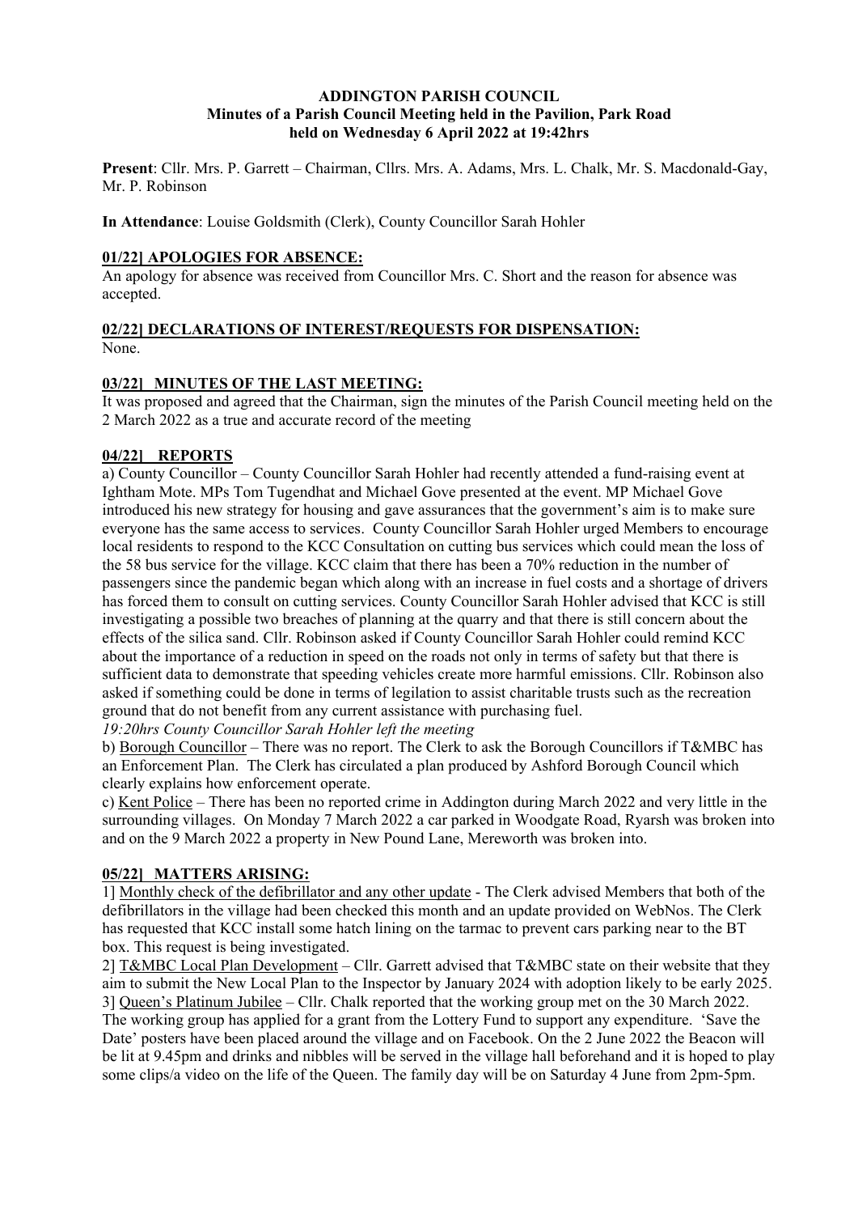**ADDINGTON PARISH COUNCIL**
**Minutes of a Parish Council Meeting held in the Pavilion, Park Road held on Wednesday 6 April 2022 at 19:42hrs**

**Present**: Cllr. Mrs. P. Garrett – Chairman, Cllrs. Mrs. A. Adams, Mrs. L. Chalk, Mr. S. Macdonald-Gay, Mr. P. Robinson

**In Attendance**: Louise Goldsmith (Clerk), County Councillor Sarah Hohler

**01/22] APOLOGIES FOR ABSENCE:**
An apology for absence was received from Councillor Mrs. C. Short and the reason for absence was accepted.

**02/22] DECLARATIONS OF INTEREST/REQUESTS FOR DISPENSATION:**
None.

**03/22] MINUTES OF THE LAST MEETING:**
It was proposed and agreed that the Chairman, sign the minutes of the Parish Council meeting held on the 2 March 2022 as a true and accurate record of the meeting

**04/22] REPORTS**
a) County Councillor – County Councillor Sarah Hohler had recently attended a fund-raising event at Ightham Mote. MPs Tom Tugendhat and Michael Gove presented at the event. MP Michael Gove introduced his new strategy for housing and gave assurances that the government's aim is to make sure everyone has the same access to services. County Councillor Sarah Hohler urged Members to encourage local residents to respond to the KCC Consultation on cutting bus services which could mean the loss of the 58 bus service for the village. KCC claim that there has been a 70% reduction in the number of passengers since the pandemic began which along with an increase in fuel costs and a shortage of drivers has forced them to consult on cutting services. County Councillor Sarah Hohler advised that KCC is still investigating a possible two breaches of planning at the quarry and that there is still concern about the effects of the silica sand. Cllr. Robinson asked if County Councillor Sarah Hohler could remind KCC about the importance of a reduction in speed on the roads not only in terms of safety but that there is sufficient data to demonstrate that speeding vehicles create more harmful emissions. Cllr. Robinson also asked if something could be done in terms of legilation to assist charitable trusts such as the recreation ground that do not benefit from any current assistance with purchasing fuel.
*19:20hrs County Councillor Sarah Hohler left the meeting*
b) Borough Councillor – There was no report. The Clerk to ask the Borough Councillors if T&MBC has an Enforcement Plan. The Clerk has circulated a plan produced by Ashford Borough Council which clearly explains how enforcement operate.
c) Kent Police – There has been no reported crime in Addington during March 2022 and very little in the surrounding villages. On Monday 7 March 2022 a car parked in Woodgate Road, Ryarsh was broken into and on the 9 March 2022 a property in New Pound Lane, Mereworth was broken into.

**05/22] MATTERS ARISING:**
1] Monthly check of the defibrillator and any other update - The Clerk advised Members that both of the defibrillators in the village had been checked this month and an update provided on WebNos. The Clerk has requested that KCC install some hatch lining on the tarmac to prevent cars parking near to the BT box. This request is being investigated.
2] T&MBC Local Plan Development – Cllr. Garrett advised that T&MBC state on their website that they aim to submit the New Local Plan to the Inspector by January 2024 with adoption likely to be early 2025.
3] Queen's Platinum Jubilee – Cllr. Chalk reported that the working group met on the 30 March 2022. The working group has applied for a grant from the Lottery Fund to support any expenditure. 'Save the Date' posters have been placed around the village and on Facebook. On the 2 June 2022 the Beacon will be lit at 9.45pm and drinks and nibbles will be served in the village hall beforehand and it is hoped to play some clips/a video on the life of the Queen. The family day will be on Saturday 4 June from 2pm-5pm.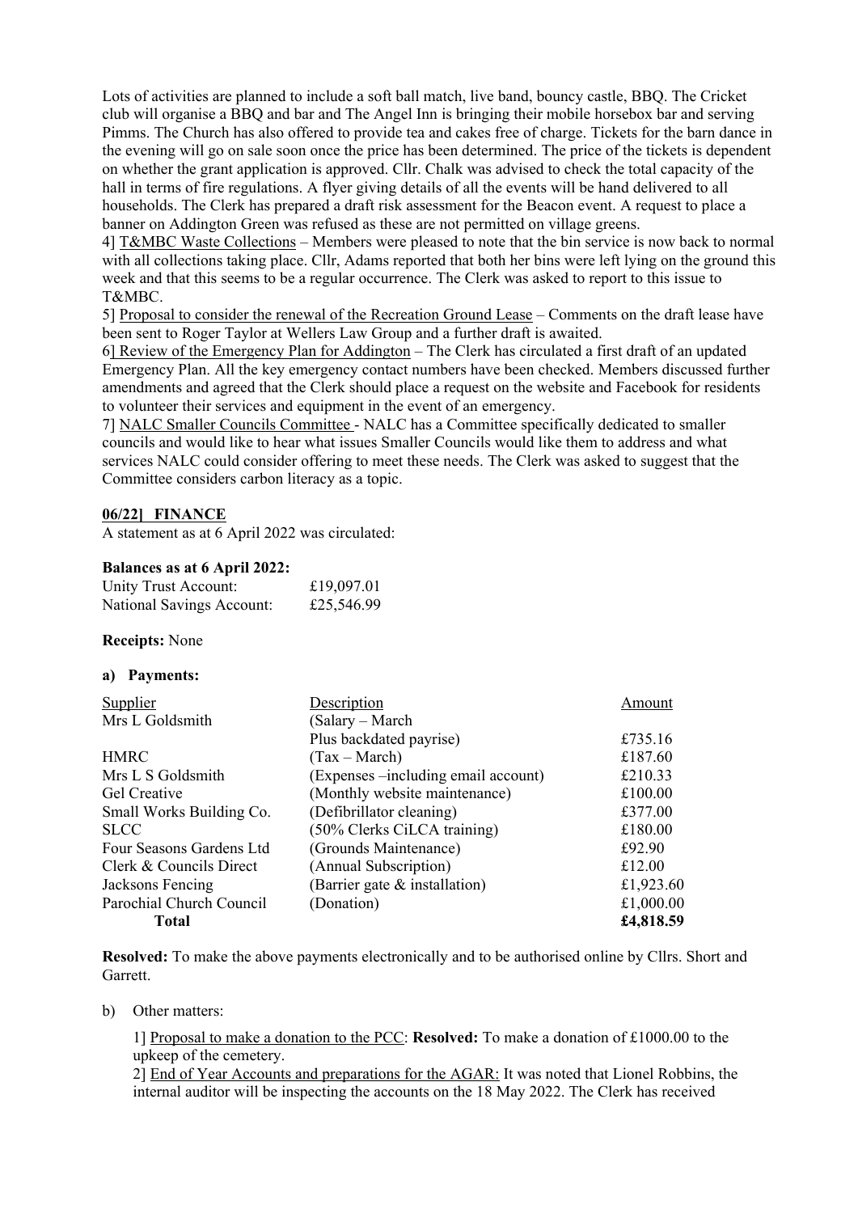Lots of activities are planned to include a soft ball match, live band, bouncy castle, BBQ. The Cricket club will organise a BBQ and bar and The Angel Inn is bringing their mobile horsebox bar and serving Pimms. The Church has also offered to provide tea and cakes free of charge. Tickets for the barn dance in the evening will go on sale soon once the price has been determined. The price of the tickets is dependent on whether the grant application is approved. Cllr. Chalk was advised to check the total capacity of the hall in terms of fire regulations. A flyer giving details of all the events will be hand delivered to all households. The Clerk has prepared a draft risk assessment for the Beacon event. A request to place a banner on Addington Green was refused as these are not permitted on village greens.

4] T&MBC Waste Collections – Members were pleased to note that the bin service is now back to normal with all collections taking place. Cllr, Adams reported that both her bins were left lying on the ground this week and that this seems to be a regular occurrence. The Clerk was asked to report to this issue to T&MBC.

5] Proposal to consider the renewal of the Recreation Ground Lease – Comments on the draft lease have been sent to Roger Taylor at Wellers Law Group and a further draft is awaited.

6] Review of the Emergency Plan for Addington – The Clerk has circulated a first draft of an updated Emergency Plan. All the key emergency contact numbers have been checked. Members discussed further amendments and agreed that the Clerk should place a request on the website and Facebook for residents to volunteer their services and equipment in the event of an emergency.

7] NALC Smaller Councils Committee - NALC has a Committee specifically dedicated to smaller councils and would like to hear what issues Smaller Councils would like them to address and what services NALC could consider offering to meet these needs. The Clerk was asked to suggest that the Committee considers carbon literacy as a topic.

**06/22] FINANCE**

A statement as at 6 April 2022 was circulated:

**Balances as at 6 April 2022:**

| | |
|---|---|
| Unity Trust Account: | £19,097.01 |
| National Savings Account: | £25,546.99 |

**Receipts:** None

**a) Payments:**

| Supplier | Description | Amount |
|---|---|---|
| Mrs L Goldsmith | (Salary – March Plus backdated payrise) | £735.16 |
| HMRC | (Tax – March) | £187.60 |
| Mrs L S Goldsmith | (Expenses –including email account) | £210.33 |
| Gel Creative | (Monthly website maintenance) | £100.00 |
| Small Works Building Co. | (Defibrillator cleaning) | £377.00 |
| SLCC | (50% Clerks CiLCA training) | £180.00 |
| Four Seasons Gardens Ltd | (Grounds Maintenance) | £92.90 |
| Clerk & Councils Direct | (Annual Subscription) | £12.00 |
| Jacksons Fencing | (Barrier gate & installation) | £1,923.60 |
| Parochial Church Council | (Donation) | £1,000.00 |
| **Total** | | **£4,818.59** |

**Resolved:** To make the above payments electronically and to be authorised online by Cllrs. Short and Garrett.

b) Other matters:

1] Proposal to make a donation to the PCC: **Resolved:** To make a donation of £1000.00 to the upkeep of the cemetery.

2] End of Year Accounts and preparations for the AGAR: It was noted that Lionel Robbins, the internal auditor will be inspecting the accounts on the 18 May 2022. The Clerk has received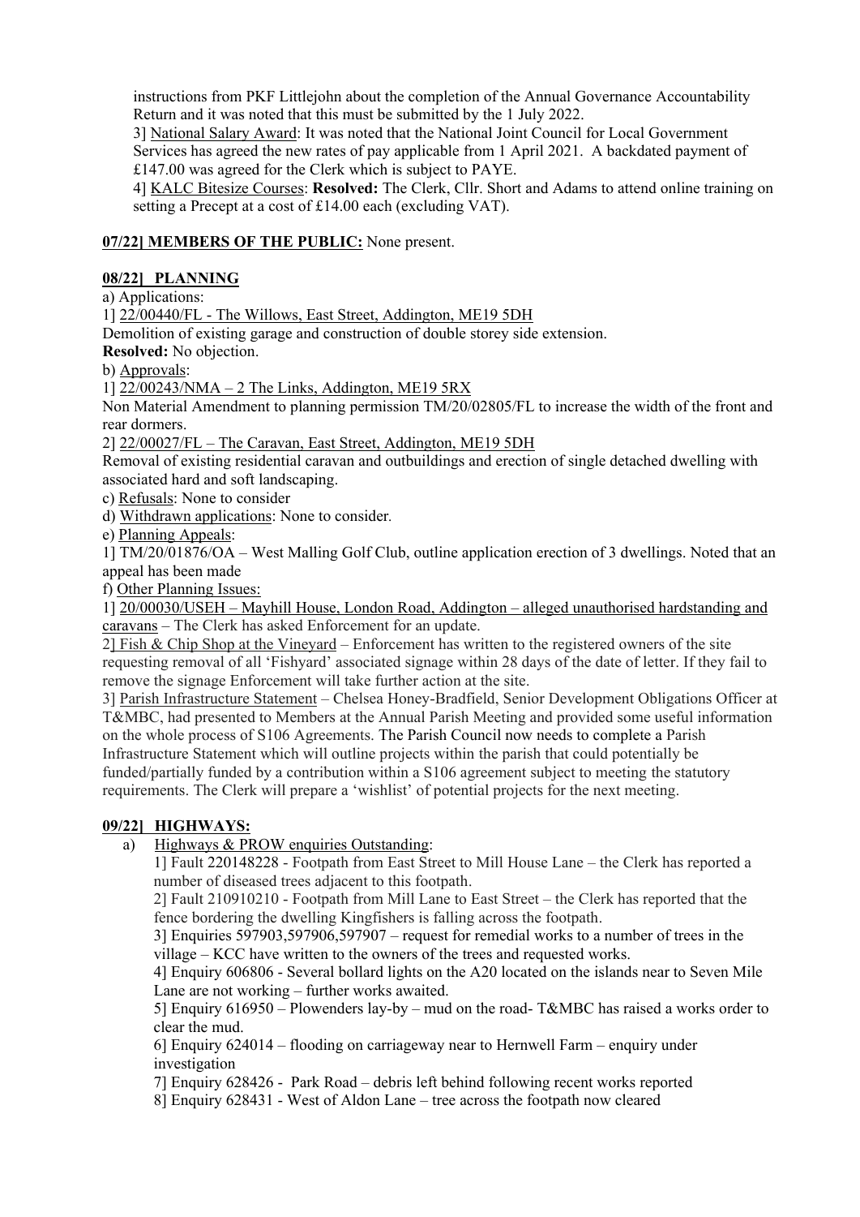instructions from PKF Littlejohn about the completion of the Annual Governance Accountability Return and it was noted that this must be submitted by the 1 July 2022.

3] National Salary Award: It was noted that the National Joint Council for Local Government Services has agreed the new rates of pay applicable from 1 April 2021. A backdated payment of £147.00 was agreed for the Clerk which is subject to PAYE.

4] KALC Bitesize Courses: **Resolved:** The Clerk, Cllr. Short and Adams to attend online training on setting a Precept at a cost of £14.00 each (excluding VAT).

**07/22] MEMBERS OF THE PUBLIC:** None present.

**08/22] PLANNING**

a) Applications:

1] 22/00440/FL - The Willows, East Street, Addington, ME19 5DH

Demolition of existing garage and construction of double storey side extension.

**Resolved:** No objection.

b) Approvals:

1] 22/00243/NMA – 2 The Links, Addington, ME19 5RX

Non Material Amendment to planning permission TM/20/02805/FL to increase the width of the front and rear dormers.

2] 22/00027/FL – The Caravan, East Street, Addington, ME19 5DH

Removal of existing residential caravan and outbuildings and erection of single detached dwelling with associated hard and soft landscaping.

c) Refusals: None to consider

d) Withdrawn applications: None to consider.

e) Planning Appeals:

1] TM/20/01876/OA – West Malling Golf Club, outline application erection of 3 dwellings. Noted that an appeal has been made

f) Other Planning Issues:

1] 20/00030/USEH – Mayhill House, London Road, Addington – alleged unauthorised hardstanding and caravans – The Clerk has asked Enforcement for an update.

2] Fish & Chip Shop at the Vineyard – Enforcement has written to the registered owners of the site requesting removal of all 'Fishyard' associated signage within 28 days of the date of letter. If they fail to remove the signage Enforcement will take further action at the site.

3] Parish Infrastructure Statement – Chelsea Honey-Bradfield, Senior Development Obligations Officer at T&MBC, had presented to Members at the Annual Parish Meeting and provided some useful information on the whole process of S106 Agreements. The Parish Council now needs to complete a Parish Infrastructure Statement which will outline projects within the parish that could potentially be funded/partially funded by a contribution within a S106 agreement subject to meeting the statutory requirements. The Clerk will prepare a 'wishlist' of potential projects for the next meeting.

**09/22] HIGHWAYS:**

a) Highways & PROW enquiries Outstanding:

1] Fault 220148228 - Footpath from East Street to Mill House Lane – the Clerk has reported a number of diseased trees adjacent to this footpath.

2] Fault 210910210 - Footpath from Mill Lane to East Street – the Clerk has reported that the fence bordering the dwelling Kingfishers is falling across the footpath.

3] Enquiries 597903,597906,597907 – request for remedial works to a number of trees in the village – KCC have written to the owners of the trees and requested works.

4] Enquiry 606806 - Several bollard lights on the A20 located on the islands near to Seven Mile Lane are not working – further works awaited.

5] Enquiry 616950 – Plowenders lay-by – mud on the road- T&MBC has raised a works order to clear the mud.

6] Enquiry 624014 – flooding on carriageway near to Hernwell Farm – enquiry under investigation

7] Enquiry 628426 - Park Road – debris left behind following recent works reported

8] Enquiry 628431 - West of Aldon Lane – tree across the footpath now cleared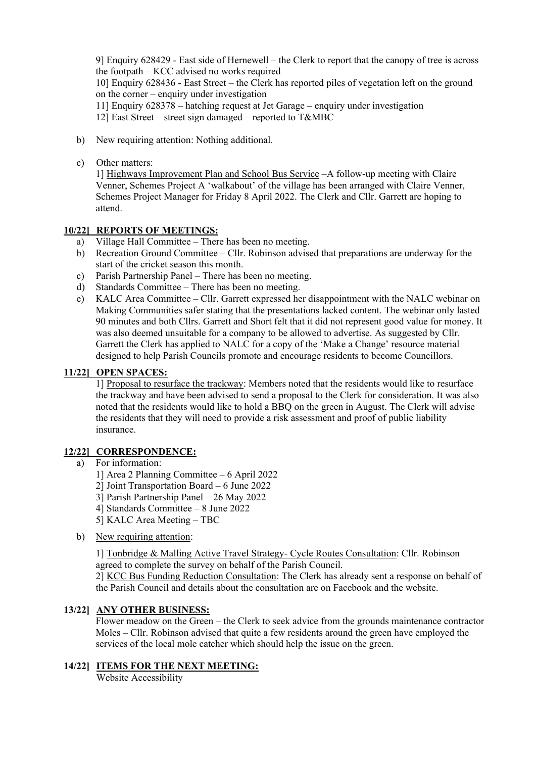9] Enquiry 628429 - East side of Hernewell – the Clerk to report that the canopy of tree is across the footpath – KCC advised no works required

10] Enquiry 628436 - East Street – the Clerk has reported piles of vegetation left on the ground on the corner – enquiry under investigation

11] Enquiry 628378 – hatching request at Jet Garage – enquiry under investigation

12] East Street – street sign damaged – reported to T&MBC

b) New requiring attention: Nothing additional.

c) Other matters:

1] Highways Improvement Plan and School Bus Service –A follow-up meeting with Claire Venner, Schemes Project A 'walkabout' of the village has been arranged with Claire Venner, Schemes Project Manager for Friday 8 April 2022. The Clerk and Cllr. Garrett are hoping to attend.

## 10/22] REPORTS OF MEETINGS:

a) Village Hall Committee – There has been no meeting.
b) Recreation Ground Committee – Cllr. Robinson advised that preparations are underway for the start of the cricket season this month.
c) Parish Partnership Panel – There has been no meeting.
d) Standards Committee – There has been no meeting.
e) KALC Area Committee – Cllr. Garrett expressed her disappointment with the NALC webinar on Making Communities safer stating that the presentations lacked content. The webinar only lasted 90 minutes and both Cllrs. Garrett and Short felt that it did not represent good value for money. It was also deemed unsuitable for a company to be allowed to advertise. As suggested by Cllr. Garrett the Clerk has applied to NALC for a copy of the 'Make a Change' resource material designed to help Parish Councils promote and encourage residents to become Councillors.

## 11/22] OPEN SPACES:

1] Proposal to resurface the trackway: Members noted that the residents would like to resurface the trackway and have been advised to send a proposal to the Clerk for consideration. It was also noted that the residents would like to hold a BBQ on the green in August. The Clerk will advise the residents that they will need to provide a risk assessment and proof of public liability insurance.

## 12/22] CORRESPONDENCE:

a) For information:

1] Area 2 Planning Committee – 6 April 2022
2] Joint Transportation Board – 6 June 2022
3] Parish Partnership Panel – 26 May 2022
4] Standards Committee – 8 June 2022
5] KALC Area Meeting – TBC

b) New requiring attention:

1] Tonbridge & Malling Active Travel Strategy- Cycle Routes Consultation: Cllr. Robinson agreed to complete the survey on behalf of the Parish Council.

2] KCC Bus Funding Reduction Consultation: The Clerk has already sent a response on behalf of the Parish Council and details about the consultation are on Facebook and the website.

## 13/22] ANY OTHER BUSINESS:

Flower meadow on the Green – the Clerk to seek advice from the grounds maintenance contractor

Moles – Cllr. Robinson advised that quite a few residents around the green have employed the services of the local mole catcher which should help the issue on the green.

## 14/22] ITEMS FOR THE NEXT MEETING:

Website Accessibility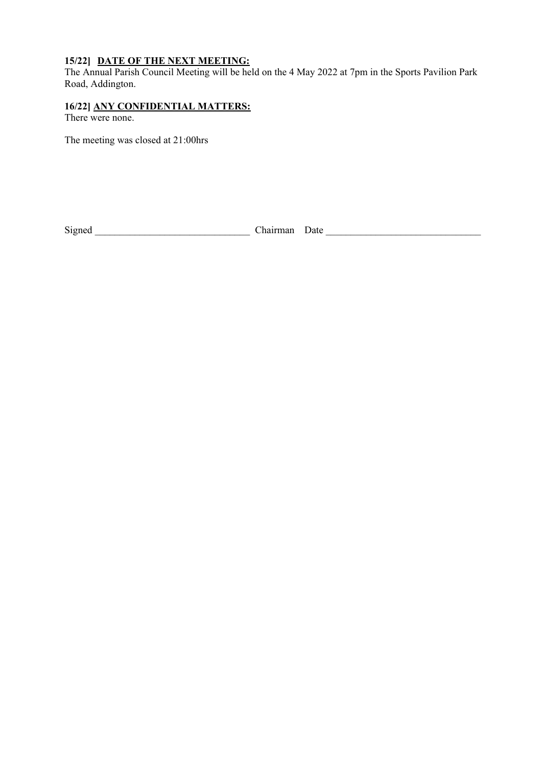**15/22] DATE OF THE NEXT MEETING:**

The Annual Parish Council Meeting will be held on the 4 May 2022 at 7pm in the Sports Pavilion Park Road, Addington.

**16/22] ANY CONFIDENTIAL MATTERS:**

There were none.

The meeting was closed at 21:00hrs

Signed _______________________________ Chairman Date _______________________________